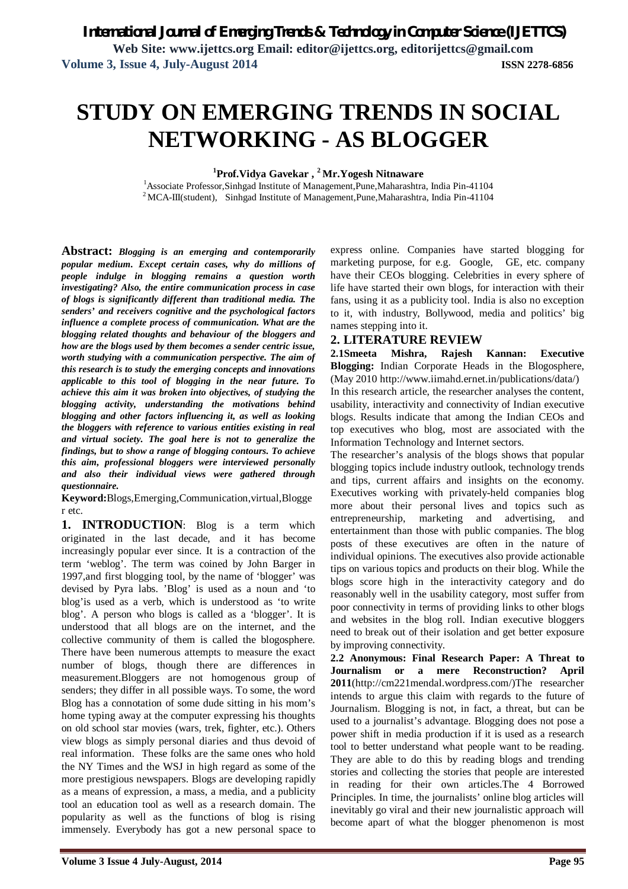# STUDY ON EMERGING TRENDS IN SOCIAL NETWORKING - AS BLOGGER

**[1]Prof.Vidya Gavekar , [2]Mr.Yogesh Nitnaware**

[1]Associate Professor,Sinhgad Institute of Management,Pune,Maharashtra, India Pin-41104
[2]MCA-III(student), Sinhgad Institute of Management,Pune,Maharashtra, India Pin-41104

**Abstract:** ***Blogging is an emerging and contemporarily popular medium. Except certain cases, why do millions of people indulge in blogging remains a question worth investigating? Also, the entire communication process in case of blogs is significantly different than traditional media. The senders' and receivers cognitive and the psychological factors influence a complete process of communication. What are the blogging related thoughts and behaviour of the bloggers and how are the blogs used by them becomes a sender centric issue, worth studying with a communication perspective. The aim of this research is to study the emerging concepts and innovations applicable to this tool of blogging in the near future. To achieve this aim it was broken into objectives, of studying the blogging activity, understanding the motivations behind blogging and other factors influencing it, as well as looking the bloggers with reference to various entities existing in real and virtual society. The goal here is not to generalize the findings, but to show a range of blogging contours. To achieve this aim, professional bloggers were interviewed personally and also their individual views were gathered through questionnaire.***

**Keyword:**Blogs,Emerging,Communication,virtual,Blogger etc.

## 1. INTRODUCTION

Blog is a term which originated in the last decade, and it has become increasingly popular ever since. It is a contraction of the term 'weblog'. The term was coined by John Barger in 1997,and first blogging tool, by the name of 'blogger' was devised by Pyra labs. 'Blog' is used as a noun and 'to blog'is used as a verb, which is understood as 'to write blog'. A person who blogs is called as a 'blogger'. It is understood that all blogs are on the internet, and the collective community of them is called the blogosphere. There have been numerous attempts to measure the exact number of blogs, though there are differences in measurement.Bloggers are not homogenous group of senders; they differ in all possible ways. To some, the word Blog has a connotation of some dude sitting in his mom's home typing away at the computer expressing his thoughts on old school star movies (wars, trek, fighter, etc.). Others view blogs as simply personal diaries and thus devoid of real information. These folks are the same ones who hold the NY Times and the WSJ in high regard as some of the more prestigious newspapers. Blogs are developing rapidly as a means of expression, a mass, a media, and a publicity tool an education tool as well as a research domain. The popularity as well as the functions of blog is rising immensely. Everybody has got a new personal space to express online. Companies have started blogging for marketing purpose, for e.g. Google, GE, etc. company have their CEOs blogging. Celebrities in every sphere of life have started their own blogs, for interaction with their fans, using it as a publicity tool. India is also no exception to it, with industry, Bollywood, media and politics' big names stepping into it.

## 2. LITERATURE REVIEW

**2.1Smeeta Mishra, Rajesh Kannan: Executive Blogging:** Indian Corporate Heads in the Blogosphere, (May 2010 http://www.iimahd.ernet.in/publications/data/)

In this research article, the researcher analyses the content, usability, interactivity and connectivity of Indian executive blogs. Results indicate that among the Indian CEOs and top executives who blog, most are associated with the Information Technology and Internet sectors.

The researcher's analysis of the blogs shows that popular blogging topics include industry outlook, technology trends and tips, current affairs and insights on the economy. Executives working with privately-held companies blog more about their personal lives and topics such as entrepreneurship, marketing and advertising, and entertainment than those with public companies. The blog posts of these executives are often in the nature of individual opinions. The executives also provide actionable tips on various topics and products on their blog. While the blogs score high in the interactivity category and do reasonably well in the usability category, most suffer from poor connectivity in terms of providing links to other blogs and websites in the blog roll. Indian executive bloggers need to break out of their isolation and get better exposure by improving connectivity.

**2.2 Anonymous: Final Research Paper: A Threat to Journalism or a mere Reconstruction? April 2011**(http://cm221mendal.wordpress.com/)The researcher intends to argue this claim with regards to the future of Journalism. Blogging is not, in fact, a threat, but can be used to a journalist's advantage. Blogging does not pose a power shift in media production if it is used as a research tool to better understand what people want to be reading. They are able to do this by reading blogs and trending stories and collecting the stories that people are interested in reading for their own articles.The 4 Borrowed Principles. In time, the journalists' online blog articles will inevitably go viral and their new journalistic approach will become apart of what the blogger phenomenon is most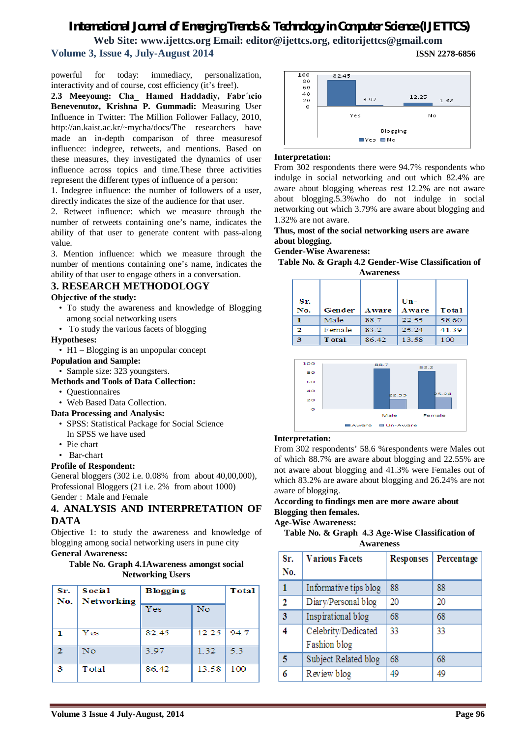powerful for today: immediacy, personalization, interactivity and of course, cost efficiency (it's free!).

**2.3 Meeyoung: Cha_ Hamed Haddadiy, Fabr´ıcio Benevenutoz, Krishna P. Gummadi:** Measuring User Influence in Twitter: The Million Follower Fallacy, 2010, http://an.kaist.ac.kr/~mycha/docs/The researchers have made an in-depth comparison of three measuresof influence: indegree, retweets, and mentions. Based on these measures, they investigated the dynamics of user influence across topics and time.These three activities represent the different types of influence of a person:

1. Indegree influence: the number of followers of a user, directly indicates the size of the audience for that user.
2. Retweet influence: which we measure through the number of retweets containing one's name, indicates the ability of that user to generate content with pass-along value.
3. Mention influence: which we measure through the number of mentions containing one's name, indicates the ability of that user to engage others in a conversation.

## 3. RESEARCH METHODOLOGY

**Objective of the study:**

- To study the awareness and knowledge of Blogging among social networking users
- To study the various facets of blogging

**Hypotheses:**

- H1 – Blogging is an unpopular concept

**Population and Sample:**

- Sample size: 323 youngsters.

**Methods and Tools of Data Collection:**

- Questionnaires
- Web Based Data Collection.

**Data Processing and Analysis:**

- SPSS: Statistical Package for Social Science
  In SPSS we have used
- Pie chart
- Bar-chart

**Profile of Respondent:**

General bloggers (302 i.e. 0.08% from about 40,00,000), Professional Bloggers (21 i.e. 2% from about 1000)
Gender : Male and Female

## 4. ANALYSIS AND INTERPRETATION OF DATA

Objective 1: to study the awareness and knowledge of blogging among social networking users in pune city

**General Awareness:**

**Table No. Graph 4.1Awareness amongst social Networking Users**

| Sr. No. | Social Networking | Blogging | | Total |
|---|---|---|---|---|
| | | Yes | No | |
| 1 | Yes | 82.45 | 12.25 | 94.7 |
| 2 | No | 3.97 | 1.32 | 5.3 |
| 3 | Total | 86.42 | 13.58 | 100 |

**Interpretation:**

From 302 respondents there were 94.7% respondents who indulge in social networking and out which 82.4% are aware about blogging whereas rest 12.2% are not aware about blogging.5.3%who do not indulge in social networking out which 3.79% are aware about blogging and 1.32% are not aware.

**Thus, most of the social networking users are aware about blogging.**

**Gender-Wise Awareness:**

**Table No. & Graph 4.2 Gender-Wise Classification of Awareness**

| Sr. No. | Gender | Aware | Un-Aware | Total |
|---|---|---|---|---|
| 1 | Male | 88.7 | 22.55 | 58.60 |
| 2 | Female | 83.2 | 25.24 | 41.39 |
| 3 | Total | 86.42 | 13.58 | 100 |

**Interpretation:**

From 302 respondents' 58.6 %respondents were Males out of which 88.7% are aware about blogging and 22.55% are not aware about blogging and 41.3% were Females out of which 83.2% are aware about blogging and 26.24% are not aware of blogging.

**According to findings men are more aware about Blogging then females.**

**Age-Wise Awareness:**

**Table No. & Graph 4.3 Age-Wise Classification of Awareness**

| Sr. No. | Various Facets | Responses | Percentage |
|---|---|---|---|
| 1 | Informative tips blog | 88 | 88 |
| 2 | Diary/Personal blog | 20 | 20 |
| 3 | Inspirational blog | 68 | 68 |
| 4 | Celebrity/Dedicated Fashion blog | 33 | 33 |
| 5 | Subject Related blog | 68 | 68 |
| 6 | Review blog | 49 | 49 |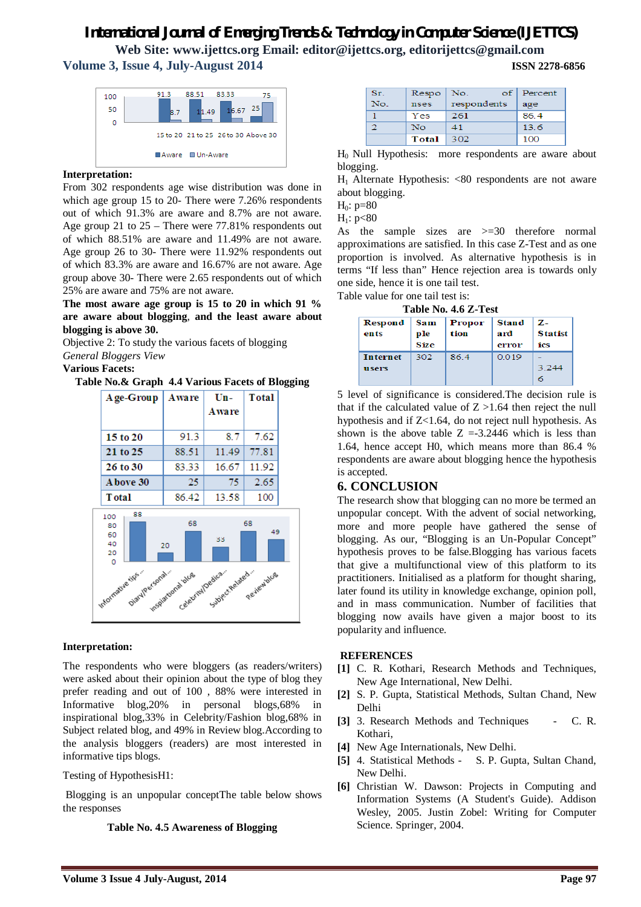Interpretation:

From 302 respondents age wise distribution was done in which age group 15 to 20- There were 7.26% respondents out of which 91.3% are aware and 8.7% are not aware. Age group 21 to 25 – There were 77.81% respondents out of which 88.51% are aware and 11.49% are not aware. Age group 26 to 30- There were 11.92% respondents out of which 83.3% are aware and 16.67% are not aware. Age group above 30- There were 2.65 respondents out of which 25% are aware and 75% are not aware.

**The most aware age group is 15 to 20 in which 91 % are aware about blogging, and the least aware about blogging is above 30.**

Objective 2: To study the various facets of blogging

*General Bloggers View*

**Various Facets:**

**Table No.& Graph 4.4 Various Facets of Blogging**

| Age-Group | Aware | Un-Aware | Total |
|---|---|---|---|
| 15 to 20 | 91.3 | 8.7 | 7.62 |
| 21 to 25 | 88.51 | 11.49 | 77.81 |
| 26 to 30 | 83.33 | 16.67 | 11.92 |
| Above 30 | 25 | 75 | 2.65 |
| Total | 86.42 | 13.58 | 100 |

**Interpretation:**

The respondents who were bloggers (as readers/writers) were asked about their opinion about the type of blog they prefer reading and out of 100 , 88% were interested in Informative blog,20% in personal blogs,68% in inspirational blog,33% in Celebrity/Fashion blog,68% in Subject related blog, and 49% in Review blog.According to the analysis bloggers (readers) are most interested in informative tips blogs.

Testing of HypothesisH1:

Blogging is an unpopular conceptThe table below shows the responses

**Table No. 4.5 Awareness of Blogging**

| Sr. No. | Responses | No. of respondents | Percentage |
|---|---|---|---|
| 1 | Yes | 261 | 86.4 |
| 2 | No | 41 | 13.6 |
| | Total | 302 | 100 |

$H_0$ Null Hypothesis: more respondents are aware about blogging.

$H_1$ Alternate Hypothesis: <80 respondents are not aware about blogging.

$H_0$: p=80

$H_1$: p<80

As the sample sizes are >=30 therefore normal approximations are satisfied. In this case Z-Test and as one proportion is involved. As alternative hypothesis is in terms "If less than" Hence rejection area is towards only one side, hence it is one tail test.

Table value for one tail test is:

**Table No. 4.6 Z-Test**

| Respondents | Sample Size | Proportion | Standard error | Z-Statistics |
|---|---|---|---|---|
| Internet users | 302 | 86.4 | 0.019 | -3.2446 |

5 level of significance is considered.The decision rule is that if the calculated value of Z >1.64 then reject the null hypothesis and if Z<1.64, do not reject null hypothesis. As shown is the above table Z =-3.2446 which is less than 1.64, hence accept H0, which means more than 86.4 % respondents are aware about blogging hence the hypothesis is accepted.

## 6. CONCLUSION

The research show that blogging can no more be termed an unpopular concept. With the advent of social networking, more and more people have gathered the sense of blogging. As our, "Blogging is an Un-Popular Concept" hypothesis proves to be false.Blogging has various facets that give a multifunctional view of this platform to its practitioners. Initialised as a platform for thought sharing, later found its utility in knowledge exchange, opinion poll, and in mass communication. Number of facilities that blogging now avails have given a major boost to its popularity and influence.

## REFERENCES

[1] C. R. Kothari, Research Methods and Techniques, New Age International, New Delhi.

[2] S. P. Gupta, Statistical Methods, Sultan Chand, New Delhi

[3] 3. Research Methods and Techniques - C. R. Kothari,

[4] New Age Internationals, New Delhi.

[5] 4. Statistical Methods - S. P. Gupta, Sultan Chand, New Delhi.

[6] Christian W. Dawson: Projects in Computing and Information Systems (A Student's Guide). Addison Wesley, 2005. Justin Zobel: Writing for Computer Science. Springer, 2004.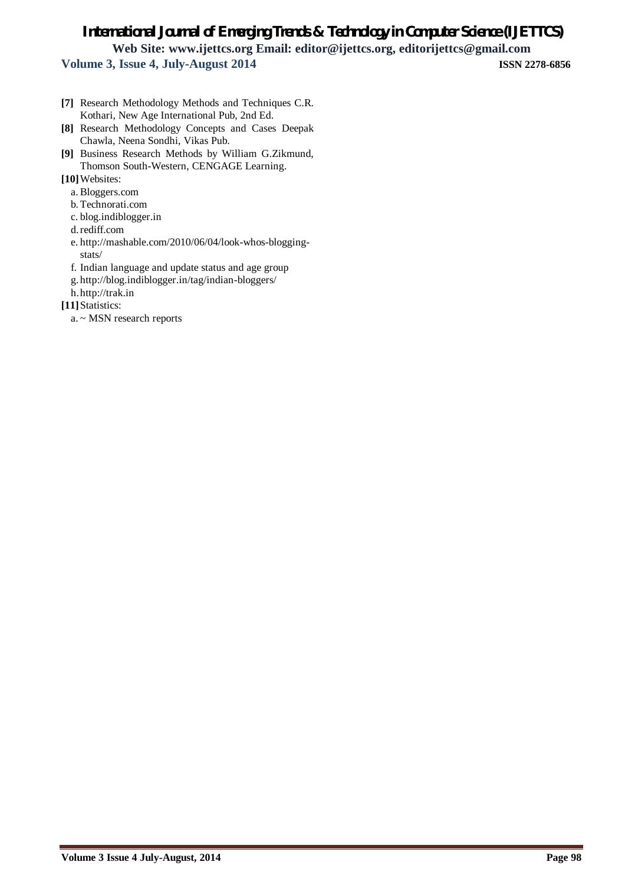[7] Research Methodology Methods and Techniques C.R. Kothari, New Age International Pub, 2nd Ed.

[8] Research Methodology Concepts and Cases Deepak Chawla, Neena Sondhi, Vikas Pub.

[9] Business Research Methods by William G.Zikmund, Thomson South-Western, CENGAGE Learning.

[10] Websites:

a. Bloggers.com
b. Technorati.com
c. blog.indiblogger.in
d. rediff.com
e. http://mashable.com/2010/06/04/look-whos-blogging-stats/
f. Indian language and update status and age group
g. http://blog.indiblogger.in/tag/indian-bloggers/
h. http://trak.in

[11] Statistics:

a. ~ MSN research reports